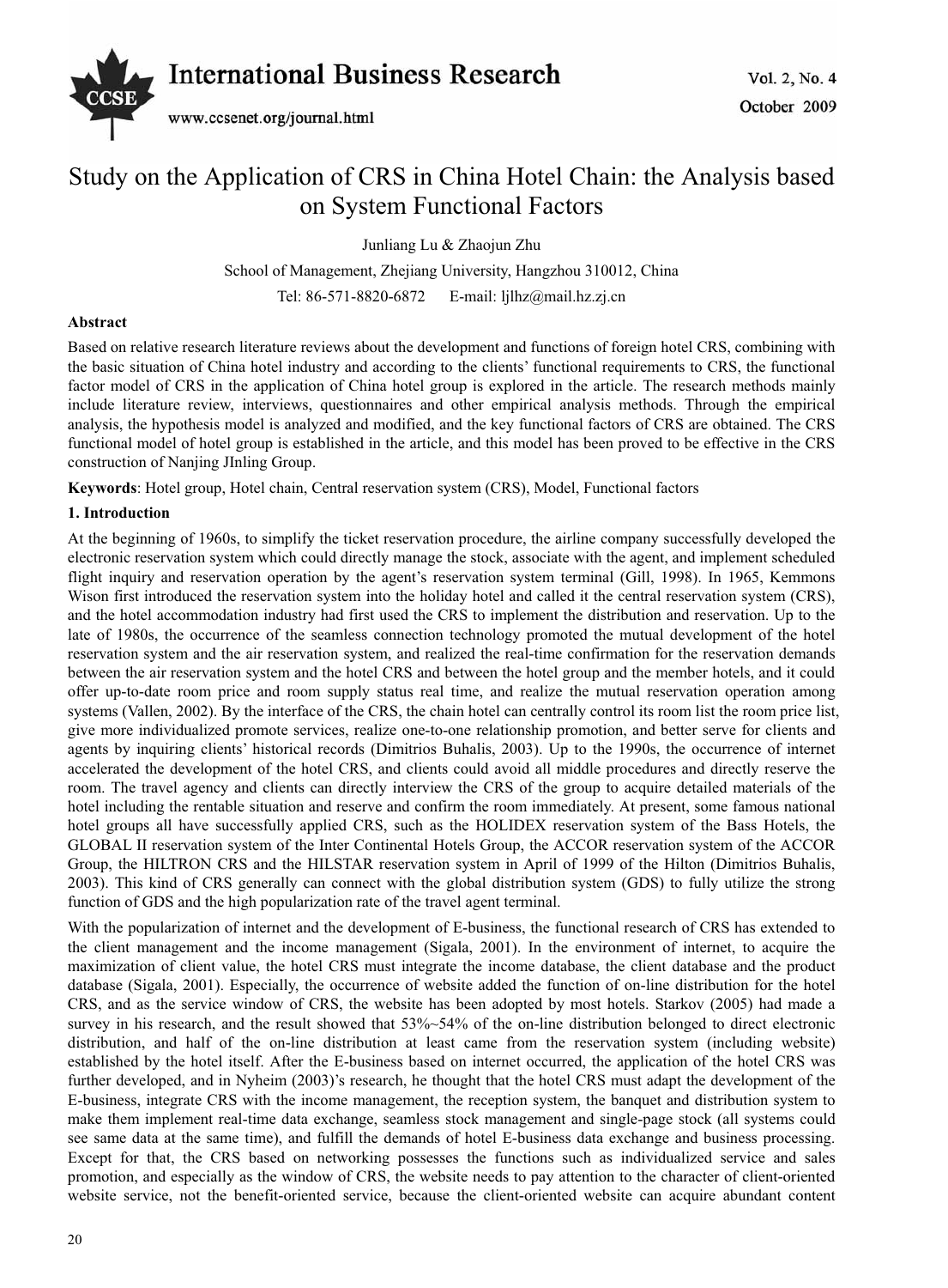# Study on the Application of CRS in China Hotel Chain: the Analysis based on System Functional Factors

Junliang Lu & Zhaojun Zhu

School of Management, Zhejiang University, Hangzhou 310012, China

Tel: 86-571-8820-6872 E-mail: ljlhz@mail.hz.zj.cn

**Abstract**

Based on relative research literature reviews about the development and functions of foreign hotel CRS, combining with the basic situation of China hotel industry and according to the clients' functional requirements to CRS, the functional factor model of CRS in the application of China hotel group is explored in the article. The research methods mainly include literature review, interviews, questionnaires and other empirical analysis methods. Through the empirical analysis, the hypothesis model is analyzed and modified, and the key functional factors of CRS are obtained. The CRS functional model of hotel group is established in the article, and this model has been proved to be effective in the CRS construction of Nanjing JInling Group.

**Keywords**: Hotel group, Hotel chain, Central reservation system (CRS), Model, Functional factors

## 1. Introduction

At the beginning of 1960s, to simplify the ticket reservation procedure, the airline company successfully developed the electronic reservation system which could directly manage the stock, associate with the agent, and implement scheduled flight inquiry and reservation operation by the agent's reservation system terminal (Gill, 1998). In 1965, Kemmons Wison first introduced the reservation system into the holiday hotel and called it the central reservation system (CRS), and the hotel accommodation industry had first used the CRS to implement the distribution and reservation. Up to the late of 1980s, the occurrence of the seamless connection technology promoted the mutual development of the hotel reservation system and the air reservation system, and realized the real-time confirmation for the reservation demands between the air reservation system and the hotel CRS and between the hotel group and the member hotels, and it could offer up-to-date room price and room supply status real time, and realize the mutual reservation operation among systems (Vallen, 2002). By the interface of the CRS, the chain hotel can centrally control its room list the room price list, give more individualized promote services, realize one-to-one relationship promotion, and better serve for clients and agents by inquiring clients' historical records (Dimitrios Buhalis, 2003). Up to the 1990s, the occurrence of internet accelerated the development of the hotel CRS, and clients could avoid all middle procedures and directly reserve the room. The travel agency and clients can directly interview the CRS of the group to acquire detailed materials of the hotel including the rentable situation and reserve and confirm the room immediately. At present, some famous national hotel groups all have successfully applied CRS, such as the HOLIDEX reservation system of the Bass Hotels, the GLOBAL II reservation system of the Inter Continental Hotels Group, the ACCOR reservation system of the ACCOR Group, the HILTRON CRS and the HILSTAR reservation system in April of 1999 of the Hilton (Dimitrios Buhalis, 2003). This kind of CRS generally can connect with the global distribution system (GDS) to fully utilize the strong function of GDS and the high popularization rate of the travel agent terminal.

With the popularization of internet and the development of E-business, the functional research of CRS has extended to the client management and the income management (Sigala, 2001). In the environment of internet, to acquire the maximization of client value, the hotel CRS must integrate the income database, the client database and the product database (Sigala, 2001). Especially, the occurrence of website added the function of on-line distribution for the hotel CRS, and as the service window of CRS, the website has been adopted by most hotels. Starkov (2005) had made a survey in his research, and the result showed that 53%~54% of the on-line distribution belonged to direct electronic distribution, and half of the on-line distribution at least came from the reservation system (including website) established by the hotel itself. After the E-business based on internet occurred, the application of the hotel CRS was further developed, and in Nyheim (2003)'s research, he thought that the hotel CRS must adapt the development of the E-business, integrate CRS with the income management, the reception system, the banquet and distribution system to make them implement real-time data exchange, seamless stock management and single-page stock (all systems could see same data at the same time), and fulfill the demands of hotel E-business data exchange and business processing. Except for that, the CRS based on networking possesses the functions such as individualized service and sales promotion, and especially as the window of CRS, the website needs to pay attention to the character of client-oriented website service, not the benefit-oriented service, because the client-oriented website can acquire abundant content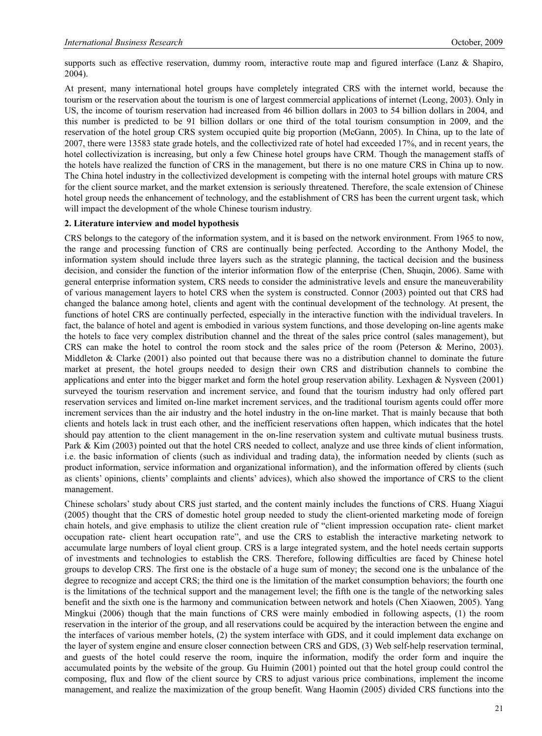supports such as effective reservation, dummy room, interactive route map and figured interface (Lanz & Shapiro, 2004).

At present, many international hotel groups have completely integrated CRS with the internet world, because the tourism or the reservation about the tourism is one of largest commercial applications of internet (Leong, 2003). Only in US, the income of tourism reservation had increased from 46 billion dollars in 2003 to 54 billion dollars in 2004, and this number is predicted to be 91 billion dollars or one third of the total tourism consumption in 2009, and the reservation of the hotel group CRS system occupied quite big proportion (McGann, 2005). In China, up to the late of 2007, there were 13583 state grade hotels, and the collectivized rate of hotel had exceeded 17%, and in recent years, the hotel collectivization is increasing, but only a few Chinese hotel groups have CRM. Though the management staffs of the hotels have realized the function of CRS in the management, but there is no one mature CRS in China up to now. The China hotel industry in the collectivized development is competing with the internal hotel groups with mature CRS for the client source market, and the market extension is seriously threatened. Therefore, the scale extension of Chinese hotel group needs the enhancement of technology, and the establishment of CRS has been the current urgent task, which will impact the development of the whole Chinese tourism industry.

## 2. Literature interview and model hypothesis

CRS belongs to the category of the information system, and it is based on the network environment. From 1965 to now, the range and processing function of CRS are continually being perfected. According to the Anthony Model, the information system should include three layers such as the strategic planning, the tactical decision and the business decision, and consider the function of the interior information flow of the enterprise (Chen, Shuqin, 2006). Same with general enterprise information system, CRS needs to consider the administrative levels and ensure the maneuverability of various management layers to hotel CRS when the system is constructed. Connor (2003) pointed out that CRS had changed the balance among hotel, clients and agent with the continual development of the technology. At present, the functions of hotel CRS are continually perfected, especially in the interactive function with the individual travelers. In fact, the balance of hotel and agent is embodied in various system functions, and those developing on-line agents make the hotels to face very complex distribution channel and the threat of the sales price control (sales management), but CRS can make the hotel to control the room stock and the sales price of the room (Peterson & Merino, 2003). Middleton & Clarke (2001) also pointed out that because there was no a distribution channel to dominate the future market at present, the hotel groups needed to design their own CRS and distribution channels to combine the applications and enter into the bigger market and form the hotel group reservation ability. Lexhagen & Nysveen (2001) surveyed the tourism reservation and increment service, and found that the tourism industry had only offered part reservation services and limited on-line market increment services, and the traditional tourism agents could offer more increment services than the air industry and the hotel industry in the on-line market. That is mainly because that both clients and hotels lack in trust each other, and the inefficient reservations often happen, which indicates that the hotel should pay attention to the client management in the on-line reservation system and cultivate mutual business trusts. Park & Kim (2003) pointed out that the hotel CRS needed to collect, analyze and use three kinds of client information, i.e. the basic information of clients (such as individual and trading data), the information needed by clients (such as product information, service information and organizational information), and the information offered by clients (such as clients' opinions, clients' complaints and clients' advices), which also showed the importance of CRS to the client management.

Chinese scholars' study about CRS just started, and the content mainly includes the functions of CRS. Huang Xiagui (2005) thought that the CRS of domestic hotel group needed to study the client-oriented marketing mode of foreign chain hotels, and give emphasis to utilize the client creation rule of "client impression occupation rate- client market occupation rate- client heart occupation rate", and use the CRS to establish the interactive marketing network to accumulate large numbers of loyal client group. CRS is a large integrated system, and the hotel needs certain supports of investments and technologies to establish the CRS. Therefore, following difficulties are faced by Chinese hotel groups to develop CRS. The first one is the obstacle of a huge sum of money; the second one is the unbalance of the degree to recognize and accept CRS; the third one is the limitation of the market consumption behaviors; the fourth one is the limitations of the technical support and the management level; the fifth one is the tangle of the networking sales benefit and the sixth one is the harmony and communication between network and hotels (Chen Xiaowen, 2005). Yang Mingkui (2006) though that the main functions of CRS were mainly embodied in following aspects, (1) the room reservation in the interior of the group, and all reservations could be acquired by the interaction between the engine and the interfaces of various member hotels, (2) the system interface with GDS, and it could implement data exchange on the layer of system engine and ensure closer connection between CRS and GDS, (3) Web self-help reservation terminal, and guests of the hotel could reserve the room, inquire the information, modify the order form and inquire the accumulated points by the website of the group. Gu Huimin (2001) pointed out that the hotel group could control the composing, flux and flow of the client source by CRS to adjust various price combinations, implement the income management, and realize the maximization of the group benefit. Wang Haomin (2005) divided CRS functions into the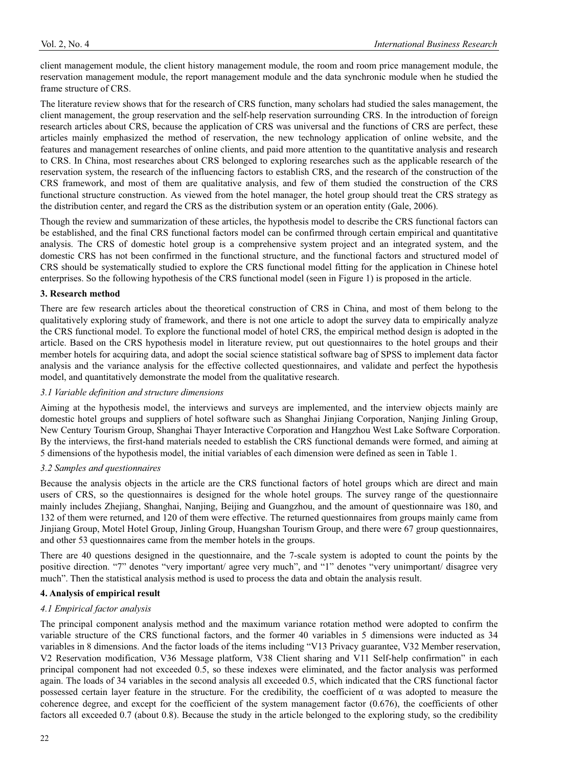client management module, the client history management module, the room and room price management module, the reservation management module, the report management module and the data synchronic module when he studied the frame structure of CRS.

The literature review shows that for the research of CRS function, many scholars had studied the sales management, the client management, the group reservation and the self-help reservation surrounding CRS. In the introduction of foreign research articles about CRS, because the application of CRS was universal and the functions of CRS are perfect, these articles mainly emphasized the method of reservation, the new technology application of online website, and the features and management researches of online clients, and paid more attention to the quantitative analysis and research to CRS. In China, most researches about CRS belonged to exploring researches such as the applicable research of the reservation system, the research of the influencing factors to establish CRS, and the research of the construction of the CRS framework, and most of them are qualitative analysis, and few of them studied the construction of the CRS functional structure construction. As viewed from the hotel manager, the hotel group should treat the CRS strategy as the distribution center, and regard the CRS as the distribution system or an operation entity (Gale, 2006).

Though the review and summarization of these articles, the hypothesis model to describe the CRS functional factors can be established, and the final CRS functional factors model can be confirmed through certain empirical and quantitative analysis. The CRS of domestic hotel group is a comprehensive system project and an integrated system, and the domestic CRS has not been confirmed in the functional structure, and the functional factors and structured model of CRS should be systematically studied to explore the CRS functional model fitting for the application in Chinese hotel enterprises. So the following hypothesis of the CRS functional model (seen in Figure 1) is proposed in the article.

## 3. Research method

There are few research articles about the theoretical construction of CRS in China, and most of them belong to the qualitatively exploring study of framework, and there is not one article to adopt the survey data to empirically analyze the CRS functional model. To explore the functional model of hotel CRS, the empirical method design is adopted in the article. Based on the CRS hypothesis model in literature review, put out questionnaires to the hotel groups and their member hotels for acquiring data, and adopt the social science statistical software bag of SPSS to implement data factor analysis and the variance analysis for the effective collected questionnaires, and validate and perfect the hypothesis model, and quantitatively demonstrate the model from the qualitative research.

### *3.1 Variable definition and structure dimensions*

Aiming at the hypothesis model, the interviews and surveys are implemented, and the interview objects mainly are domestic hotel groups and suppliers of hotel software such as Shanghai Jinjiang Corporation, Nanjing Jinling Group, New Century Tourism Group, Shanghai Thayer Interactive Corporation and Hangzhou West Lake Software Corporation. By the interviews, the first-hand materials needed to establish the CRS functional demands were formed, and aiming at 5 dimensions of the hypothesis model, the initial variables of each dimension were defined as seen in Table 1.

### *3.2 Samples and questionnaires*

Because the analysis objects in the article are the CRS functional factors of hotel groups which are direct and main users of CRS, so the questionnaires is designed for the whole hotel groups. The survey range of the questionnaire mainly includes Zhejiang, Shanghai, Nanjing, Beijing and Guangzhou, and the amount of questionnaire was 180, and 132 of them were returned, and 120 of them were effective. The returned questionnaires from groups mainly came from Jinjiang Group, Motel Hotel Group, Jinling Group, Huangshan Tourism Group, and there were 67 group questionnaires, and other 53 questionnaires came from the member hotels in the groups.

There are 40 questions designed in the questionnaire, and the 7-scale system is adopted to count the points by the positive direction. "7" denotes "very important/ agree very much", and "1" denotes "very unimportant/ disagree very much". Then the statistical analysis method is used to process the data and obtain the analysis result.

## 4. Analysis of empirical result

### *4.1 Empirical factor analysis*

The principal component analysis method and the maximum variance rotation method were adopted to confirm the variable structure of the CRS functional factors, and the former 40 variables in 5 dimensions were inducted as 34 variables in 8 dimensions. And the factor loads of the items including "V13 Privacy guarantee, V32 Member reservation, V2 Reservation modification, V36 Message platform, V38 Client sharing and V11 Self-help confirmation" in each principal component had not exceeded 0.5, so these indexes were eliminated, and the factor analysis was performed again. The loads of 34 variables in the second analysis all exceeded 0.5, which indicated that the CRS functional factor possessed certain layer feature in the structure. For the credibility, the coefficient of α was adopted to measure the coherence degree, and except for the coefficient of the system management factor (0.676), the coefficients of other factors all exceeded 0.7 (about 0.8). Because the study in the article belonged to the exploring study, so the credibility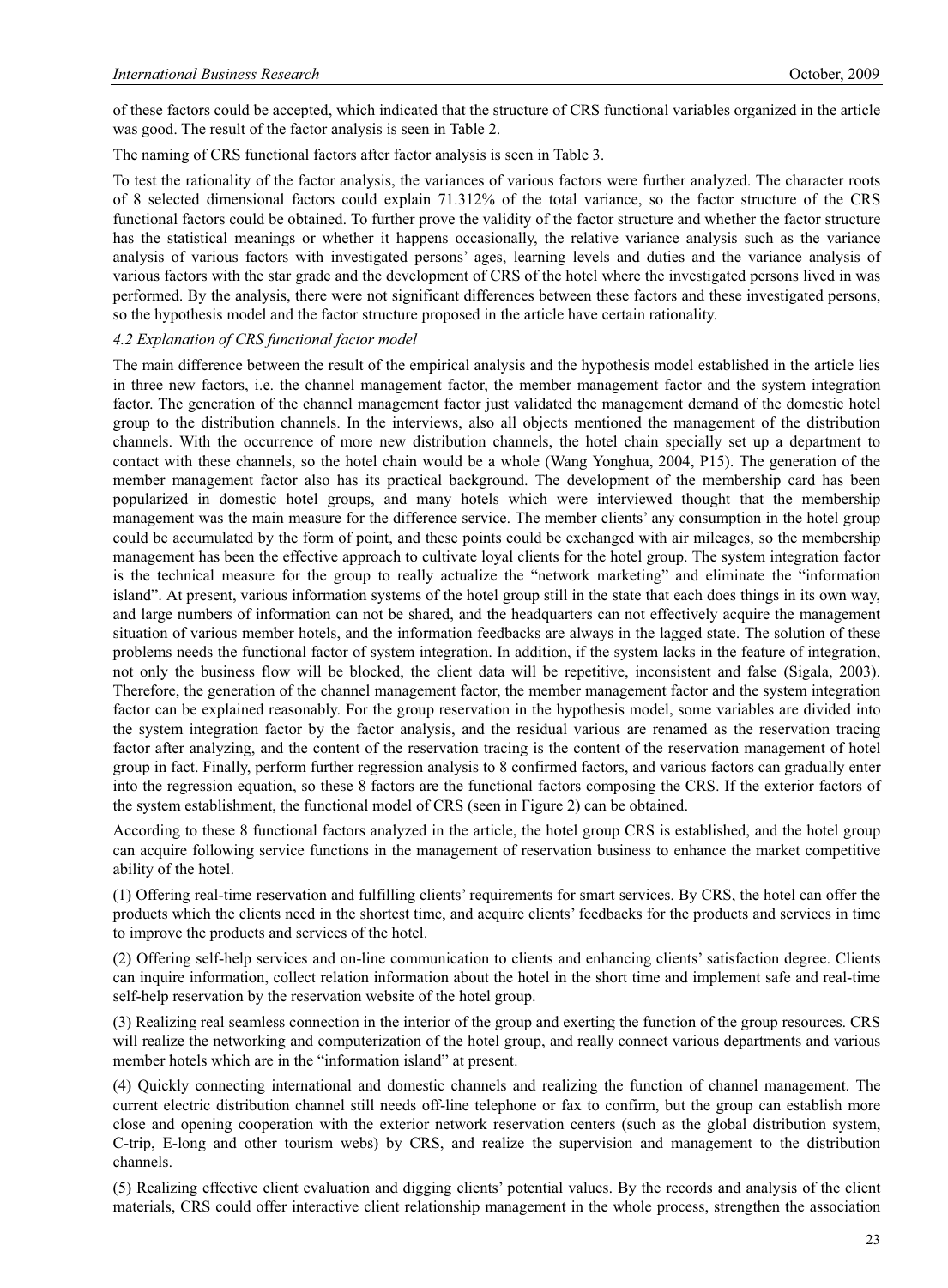of these factors could be accepted, which indicated that the structure of CRS functional variables organized in the article was good. The result of the factor analysis is seen in Table 2.

The naming of CRS functional factors after factor analysis is seen in Table 3.

To test the rationality of the factor analysis, the variances of various factors were further analyzed. The character roots of 8 selected dimensional factors could explain 71.312% of the total variance, so the factor structure of the CRS functional factors could be obtained. To further prove the validity of the factor structure and whether the factor structure has the statistical meanings or whether it happens occasionally, the relative variance analysis such as the variance analysis of various factors with investigated persons' ages, learning levels and duties and the variance analysis of various factors with the star grade and the development of CRS of the hotel where the investigated persons lived in was performed. By the analysis, there were not significant differences between these factors and these investigated persons, so the hypothesis model and the factor structure proposed in the article have certain rationality.

### *4.2 Explanation of CRS functional factor model*

The main difference between the result of the empirical analysis and the hypothesis model established in the article lies in three new factors, i.e. the channel management factor, the member management factor and the system integration factor. The generation of the channel management factor just validated the management demand of the domestic hotel group to the distribution channels. In the interviews, also all objects mentioned the management of the distribution channels. With the occurrence of more new distribution channels, the hotel chain specially set up a department to contact with these channels, so the hotel chain would be a whole (Wang Yonghua, 2004, P15). The generation of the member management factor also has its practical background. The development of the membership card has been popularized in domestic hotel groups, and many hotels which were interviewed thought that the membership management was the main measure for the difference service. The member clients' any consumption in the hotel group could be accumulated by the form of point, and these points could be exchanged with air mileages, so the membership management has been the effective approach to cultivate loyal clients for the hotel group. The system integration factor is the technical measure for the group to really actualize the "network marketing" and eliminate the "information island". At present, various information systems of the hotel group still in the state that each does things in its own way, and large numbers of information can not be shared, and the headquarters can not effectively acquire the management situation of various member hotels, and the information feedbacks are always in the lagged state. The solution of these problems needs the functional factor of system integration. In addition, if the system lacks in the feature of integration, not only the business flow will be blocked, the client data will be repetitive, inconsistent and false (Sigala, 2003). Therefore, the generation of the channel management factor, the member management factor and the system integration factor can be explained reasonably. For the group reservation in the hypothesis model, some variables are divided into the system integration factor by the factor analysis, and the residual various are renamed as the reservation tracing factor after analyzing, and the content of the reservation tracing is the content of the reservation management of hotel group in fact. Finally, perform further regression analysis to 8 confirmed factors, and various factors can gradually enter into the regression equation, so these 8 factors are the functional factors composing the CRS. If the exterior factors of the system establishment, the functional model of CRS (seen in Figure 2) can be obtained.

According to these 8 functional factors analyzed in the article, the hotel group CRS is established, and the hotel group can acquire following service functions in the management of reservation business to enhance the market competitive ability of the hotel.

(1) Offering real-time reservation and fulfilling clients' requirements for smart services. By CRS, the hotel can offer the products which the clients need in the shortest time, and acquire clients' feedbacks for the products and services in time to improve the products and services of the hotel.

(2) Offering self-help services and on-line communication to clients and enhancing clients' satisfaction degree. Clients can inquire information, collect relation information about the hotel in the short time and implement safe and real-time self-help reservation by the reservation website of the hotel group.

(3) Realizing real seamless connection in the interior of the group and exerting the function of the group resources. CRS will realize the networking and computerization of the hotel group, and really connect various departments and various member hotels which are in the "information island" at present.

(4) Quickly connecting international and domestic channels and realizing the function of channel management. The current electric distribution channel still needs off-line telephone or fax to confirm, but the group can establish more close and opening cooperation with the exterior network reservation centers (such as the global distribution system, C-trip, E-long and other tourism webs) by CRS, and realize the supervision and management to the distribution channels.

(5) Realizing effective client evaluation and digging clients' potential values. By the records and analysis of the client materials, CRS could offer interactive client relationship management in the whole process, strengthen the association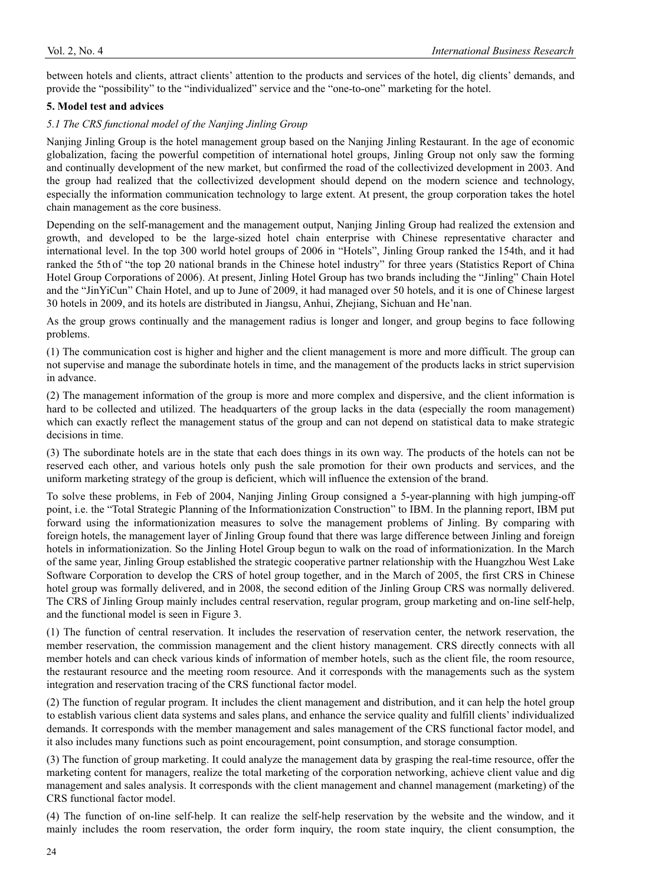between hotels and clients, attract clients' attention to the products and services of the hotel, dig clients' demands, and provide the "possibility" to the "individualized" service and the "one-to-one" marketing for the hotel.

## 5. Model test and advices

### *5.1 The CRS functional model of the Nanjing Jinling Group*

Nanjing Jinling Group is the hotel management group based on the Nanjing Jinling Restaurant. In the age of economic globalization, facing the powerful competition of international hotel groups, Jinling Group not only saw the forming and continually development of the new market, but confirmed the road of the collectivized development in 2003. And the group had realized that the collectivized development should depend on the modern science and technology, especially the information communication technology to large extent. At present, the group corporation takes the hotel chain management as the core business.

Depending on the self-management and the management output, Nanjing Jinling Group had realized the extension and growth, and developed to be the large-sized hotel chain enterprise with Chinese representative character and international level. In the top 300 world hotel groups of 2006 in "Hotels", Jinling Group ranked the 154th, and it had ranked the 5th of "the top 20 national brands in the Chinese hotel industry" for three years (Statistics Report of China Hotel Group Corporations of 2006). At present, Jinling Hotel Group has two brands including the "Jinling" Chain Hotel and the "JinYiCun" Chain Hotel, and up to June of 2009, it had managed over 50 hotels, and it is one of Chinese largest 30 hotels in 2009, and its hotels are distributed in Jiangsu, Anhui, Zhejiang, Sichuan and He'nan.

As the group grows continually and the management radius is longer and longer, and group begins to face following problems.

(1) The communication cost is higher and higher and the client management is more and more difficult. The group can not supervise and manage the subordinate hotels in time, and the management of the products lacks in strict supervision in advance.

(2) The management information of the group is more and more complex and dispersive, and the client information is hard to be collected and utilized. The headquarters of the group lacks in the data (especially the room management) which can exactly reflect the management status of the group and can not depend on statistical data to make strategic decisions in time.

(3) The subordinate hotels are in the state that each does things in its own way. The products of the hotels can not be reserved each other, and various hotels only push the sale promotion for their own products and services, and the uniform marketing strategy of the group is deficient, which will influence the extension of the brand.

To solve these problems, in Feb of 2004, Nanjing Jinling Group consigned a 5-year-planning with high jumping-off point, i.e. the "Total Strategic Planning of the Informationization Construction" to IBM. In the planning report, IBM put forward using the informationization measures to solve the management problems of Jinling. By comparing with foreign hotels, the management layer of Jinling Group found that there was large difference between Jinling and foreign hotels in informationization. So the Jinling Hotel Group begun to walk on the road of informationization. In the March of the same year, Jinling Group established the strategic cooperative partner relationship with the Huangzhou West Lake Software Corporation to develop the CRS of hotel group together, and in the March of 2005, the first CRS in Chinese hotel group was formally delivered, and in 2008, the second edition of the Jinling Group CRS was normally delivered. The CRS of Jinling Group mainly includes central reservation, regular program, group marketing and on-line self-help, and the functional model is seen in Figure 3.

(1) The function of central reservation. It includes the reservation of reservation center, the network reservation, the member reservation, the commission management and the client history management. CRS directly connects with all member hotels and can check various kinds of information of member hotels, such as the client file, the room resource, the restaurant resource and the meeting room resource. And it corresponds with the managements such as the system integration and reservation tracing of the CRS functional factor model.

(2) The function of regular program. It includes the client management and distribution, and it can help the hotel group to establish various client data systems and sales plans, and enhance the service quality and fulfill clients' individualized demands. It corresponds with the member management and sales management of the CRS functional factor model, and it also includes many functions such as point encouragement, point consumption, and storage consumption.

(3) The function of group marketing. It could analyze the management data by grasping the real-time resource, offer the marketing content for managers, realize the total marketing of the corporation networking, achieve client value and dig management and sales analysis. It corresponds with the client management and channel management (marketing) of the CRS functional factor model.

(4) The function of on-line self-help. It can realize the self-help reservation by the website and the window, and it mainly includes the room reservation, the order form inquiry, the room state inquiry, the client consumption, the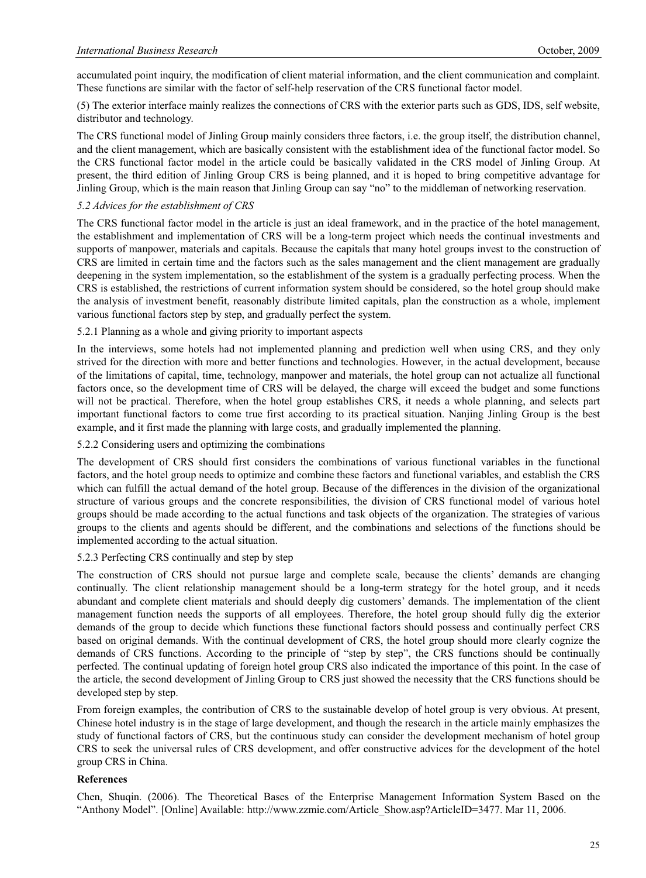accumulated point inquiry, the modification of client material information, and the client communication and complaint. These functions are similar with the factor of self-help reservation of the CRS functional factor model.

(5) The exterior interface mainly realizes the connections of CRS with the exterior parts such as GDS, IDS, self website, distributor and technology.

The CRS functional model of Jinling Group mainly considers three factors, i.e. the group itself, the distribution channel, and the client management, which are basically consistent with the establishment idea of the functional factor model. So the CRS functional factor model in the article could be basically validated in the CRS model of Jinling Group. At present, the third edition of Jinling Group CRS is being planned, and it is hoped to bring competitive advantage for Jinling Group, which is the main reason that Jinling Group can say "no" to the middleman of networking reservation.

### *5.2 Advices for the establishment of CRS*

The CRS functional factor model in the article is just an ideal framework, and in the practice of the hotel management, the establishment and implementation of CRS will be a long-term project which needs the continual investments and supports of manpower, materials and capitals. Because the capitals that many hotel groups invest to the construction of CRS are limited in certain time and the factors such as the sales management and the client management are gradually deepening in the system implementation, so the establishment of the system is a gradually perfecting process. When the CRS is established, the restrictions of current information system should be considered, so the hotel group should make the analysis of investment benefit, reasonably distribute limited capitals, plan the construction as a whole, implement various functional factors step by step, and gradually perfect the system.

#### 5.2.1 Planning as a whole and giving priority to important aspects

In the interviews, some hotels had not implemented planning and prediction well when using CRS, and they only strived for the direction with more and better functions and technologies. However, in the actual development, because of the limitations of capital, time, technology, manpower and materials, the hotel group can not actualize all functional factors once, so the development time of CRS will be delayed, the charge will exceed the budget and some functions will not be practical. Therefore, when the hotel group establishes CRS, it needs a whole planning, and selects part important functional factors to come true first according to its practical situation. Nanjing Jinling Group is the best example, and it first made the planning with large costs, and gradually implemented the planning.

#### 5.2.2 Considering users and optimizing the combinations

The development of CRS should first considers the combinations of various functional variables in the functional factors, and the hotel group needs to optimize and combine these factors and functional variables, and establish the CRS which can fulfill the actual demand of the hotel group. Because of the differences in the division of the organizational structure of various groups and the concrete responsibilities, the division of CRS functional model of various hotel groups should be made according to the actual functions and task objects of the organization. The strategies of various groups to the clients and agents should be different, and the combinations and selections of the functions should be implemented according to the actual situation.

#### 5.2.3 Perfecting CRS continually and step by step

The construction of CRS should not pursue large and complete scale, because the clients' demands are changing continually. The client relationship management should be a long-term strategy for the hotel group, and it needs abundant and complete client materials and should deeply dig customers' demands. The implementation of the client management function needs the supports of all employees. Therefore, the hotel group should fully dig the exterior demands of the group to decide which functions these functional factors should possess and continually perfect CRS based on original demands. With the continual development of CRS, the hotel group should more clearly cognize the demands of CRS functions. According to the principle of "step by step", the CRS functions should be continually perfected. The continual updating of foreign hotel group CRS also indicated the importance of this point. In the case of the article, the second development of Jinling Group to CRS just showed the necessity that the CRS functions should be developed step by step.

From foreign examples, the contribution of CRS to the sustainable develop of hotel group is very obvious. At present, Chinese hotel industry is in the stage of large development, and though the research in the article mainly emphasizes the study of functional factors of CRS, but the continuous study can consider the development mechanism of hotel group CRS to seek the universal rules of CRS development, and offer constructive advices for the development of the hotel group CRS in China.

**References**

Chen, Shuqin. (2006). The Theoretical Bases of the Enterprise Management Information System Based on the "Anthony Model". [Online] Available: http://www.zzmie.com/Article_Show.asp?ArticleID=3477. Mar 11, 2006.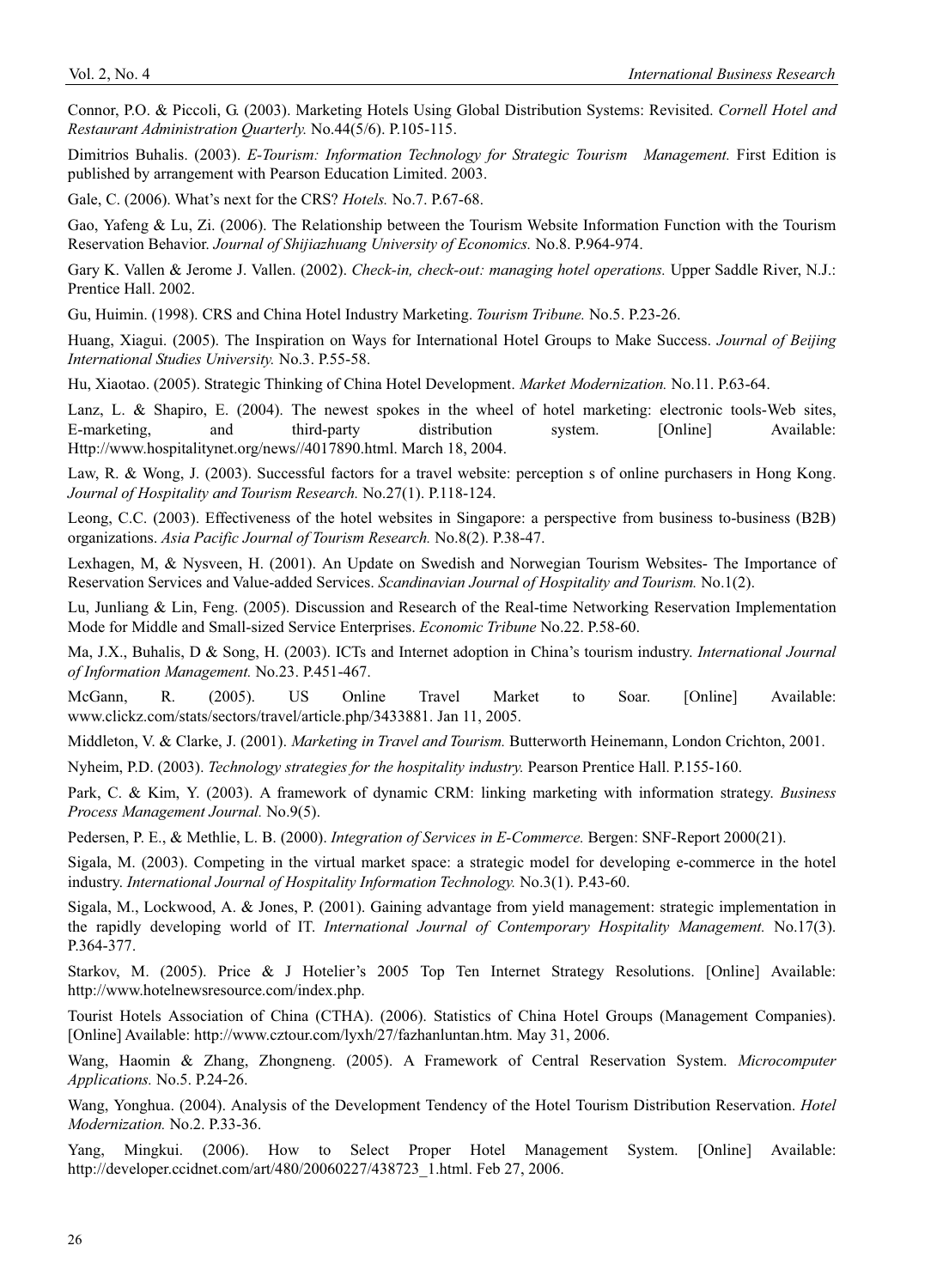Connor, P.O. & Piccoli, G. (2003). Marketing Hotels Using Global Distribution Systems: Revisited. *Cornell Hotel and Restaurant Administration Quarterly.* No.44(5/6). P.105-115.

Dimitrios Buhalis. (2003). *E-Tourism: Information Technology for Strategic Tourism Management.* First Edition is published by arrangement with Pearson Education Limited. 2003.

Gale, C. (2006). What's next for the CRS? *Hotels.* No.7. P.67-68.

Gao, Yafeng & Lu, Zi. (2006). The Relationship between the Tourism Website Information Function with the Tourism Reservation Behavior. *Journal of Shijiazhuang University of Economics.* No.8. P.964-974.

Gary K. Vallen & Jerome J. Vallen. (2002). *Check-in, check-out: managing hotel operations.* Upper Saddle River, N.J.: Prentice Hall. 2002.

Gu, Huimin. (1998). CRS and China Hotel Industry Marketing. *Tourism Tribune.* No.5. P.23-26.

Huang, Xiagui. (2005). The Inspiration on Ways for International Hotel Groups to Make Success. *Journal of Beijing International Studies University.* No.3. P.55-58.

Hu, Xiaotao. (2005). Strategic Thinking of China Hotel Development. *Market Modernization.* No.11. P.63-64.

Lanz, L. & Shapiro, E. (2004). The newest spokes in the wheel of hotel marketing: electronic tools-Web sites, E-marketing, and third-party distribution system. [Online] Available: Http://www.hospitalitynet.org/news//4017890.html. March 18, 2004.

Law, R. & Wong, J. (2003). Successful factors for a travel website: perception s of online purchasers in Hong Kong. *Journal of Hospitality and Tourism Research.* No.27(1). P.118-124.

Leong, C.C. (2003). Effectiveness of the hotel websites in Singapore: a perspective from business to-business (B2B) organizations. *Asia Pacific Journal of Tourism Research.* No.8(2). P.38-47.

Lexhagen, M, & Nysveen, H. (2001). An Update on Swedish and Norwegian Tourism Websites- The Importance of Reservation Services and Value-added Services. *Scandinavian Journal of Hospitality and Tourism.* No.1(2).

Lu, Junliang & Lin, Feng. (2005). Discussion and Research of the Real-time Networking Reservation Implementation Mode for Middle and Small-sized Service Enterprises. *Economic Tribune* No.22. P.58-60.

Ma, J.X., Buhalis, D & Song, H. (2003). ICTs and Internet adoption in China's tourism industry. *International Journal of Information Management.* No.23. P.451-467.

McGann, R. (2005). US Online Travel Market to Soar. [Online] Available: www.clickz.com/stats/sectors/travel/article.php/3433881. Jan 11, 2005.

Middleton, V. & Clarke, J. (2001). *Marketing in Travel and Tourism.* Butterworth Heinemann, London Crichton, 2001.

Nyheim, P.D. (2003). *Technology strategies for the hospitality industry.* Pearson Prentice Hall. P.155-160.

Park, C. & Kim, Y. (2003). A framework of dynamic CRM: linking marketing with information strategy. *Business Process Management Journal.* No.9(5).

Pedersen, P. E., & Methlie, L. B. (2000). *Integration of Services in E-Commerce.* Bergen: SNF-Report 2000(21).

Sigala, M. (2003). Competing in the virtual market space: a strategic model for developing e-commerce in the hotel industry. *International Journal of Hospitality Information Technology.* No.3(1). P.43-60.

Sigala, M., Lockwood, A. & Jones, P. (2001). Gaining advantage from yield management: strategic implementation in the rapidly developing world of IT. *International Journal of Contemporary Hospitality Management.* No.17(3). P.364-377.

Starkov, M. (2005). Price & J Hotelier's 2005 Top Ten Internet Strategy Resolutions. [Online] Available: http://www.hotelnewsresource.com/index.php.

Tourist Hotels Association of China (CTHA). (2006). Statistics of China Hotel Groups (Management Companies). [Online] Available: http://www.cztour.com/lyxh/27/fazhanluntan.htm. May 31, 2006.

Wang, Haomin & Zhang, Zhongneng. (2005). A Framework of Central Reservation System. *Microcomputer Applications.* No.5. P.24-26.

Wang, Yonghua. (2004). Analysis of the Development Tendency of the Hotel Tourism Distribution Reservation. *Hotel Modernization.* No.2. P.33-36.

Yang, Mingkui. (2006). How to Select Proper Hotel Management System. [Online] Available: http://developer.ccidnet.com/art/480/20060227/438723_1.html. Feb 27, 2006.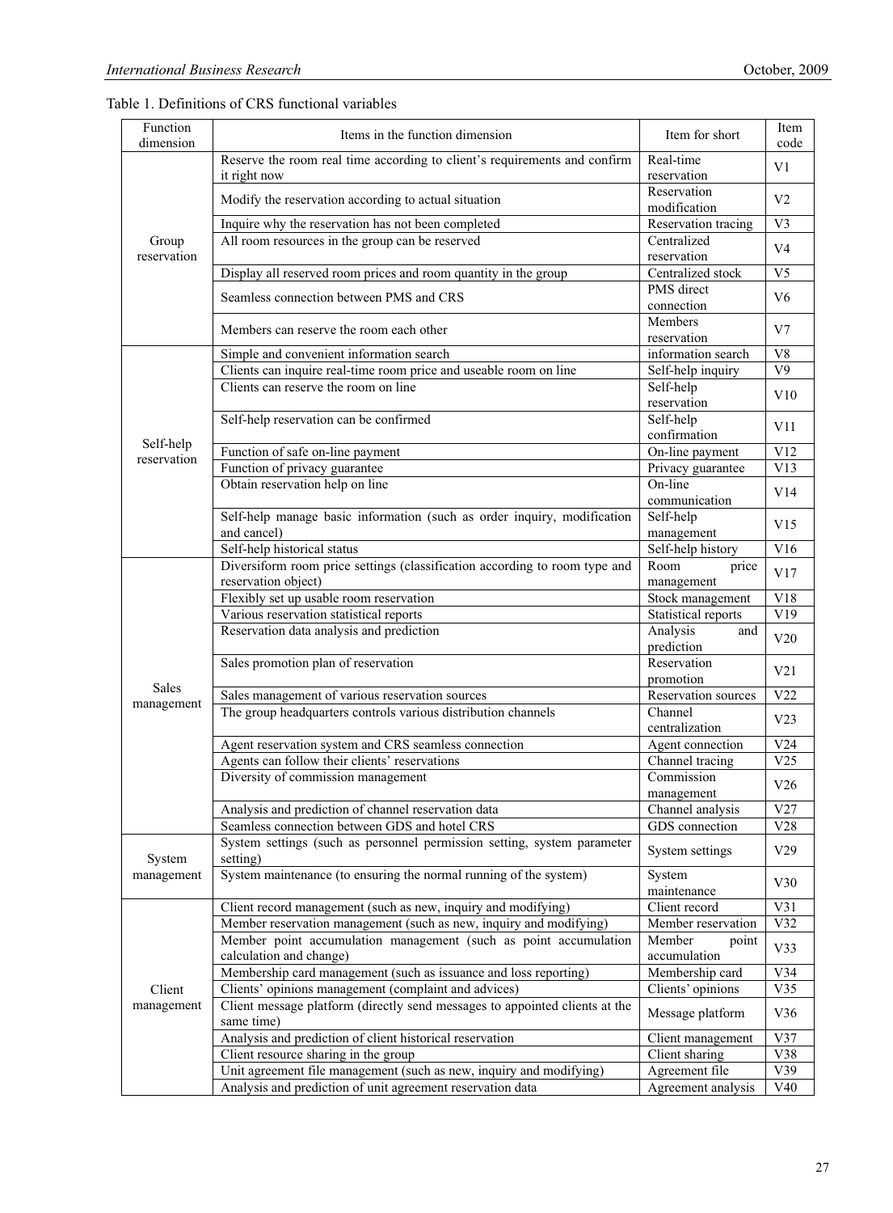Table 1. Definitions of CRS functional variables

| Function dimension | Items in the function dimension | Item for short | Item code |
|---|---|---|---|
| Group reservation | Reserve the room real time according to client's requirements and confirm it right now | Real-time reservation | V1 |
| | Modify the reservation according to actual situation | Reservation modification | V2 |
| | Inquire why the reservation has not been completed | Reservation tracing | V3 |
| | All room resources in the group can be reserved | Centralized reservation | V4 |
| | Display all reserved room prices and room quantity in the group | Centralized stock | V5 |
| | Seamless connection between PMS and CRS | PMS direct connection | V6 |
| | Members can reserve the room each other | Members reservation | V7 |
| Self-help reservation | Simple and convenient information search | information search | V8 |
| | Clients can inquire real-time room price and useable room on line | Self-help inquiry | V9 |
| | Clients can reserve the room on line | Self-help reservation | V10 |
| | Self-help reservation can be confirmed | Self-help confirmation | V11 |
| | Function of safe on-line payment | On-line payment | V12 |
| | Function of privacy guarantee | Privacy guarantee | V13 |
| | Obtain reservation help on line | On-line communication | V14 |
| | Self-help manage basic information (such as order inquiry, modification and cancel) | Self-help management | V15 |
| | Self-help historical status | Self-help history | V16 |
| Sales management | Diversiform room price settings (classification according to room type and reservation object) | Room price management | V17 |
| | Flexibly set up usable room reservation | Stock management | V18 |
| | Various reservation statistical reports | Statistical reports | V19 |
| | Reservation data analysis and prediction | Analysis and prediction | V20 |
| | Sales promotion plan of reservation | Reservation promotion | V21 |
| | Sales management of various reservation sources | Reservation sources | V22 |
| | The group headquarters controls various distribution channels | Channel centralization | V23 |
| | Agent reservation system and CRS seamless connection | Agent connection | V24 |
| | Agents can follow their clients' reservations | Channel tracing | V25 |
| | Diversity of commission management | Commission management | V26 |
| | Analysis and prediction of channel reservation data | Channel analysis | V27 |
| | Seamless connection between GDS and hotel CRS | GDS connection | V28 |
| System management | System settings (such as personnel permission setting, system parameter setting) | System settings | V29 |
| | System maintenance (to ensuring the normal running of the system) | System maintenance | V30 |
| Client management | Client record management (such as new, inquiry and modifying) | Client record | V31 |
| | Member reservation management (such as new, inquiry and modifying) | Member reservation | V32 |
| | Member point accumulation management (such as point accumulation calculation and change) | Member point accumulation | V33 |
| | Membership card management (such as issuance and loss reporting) | Membership card | V34 |
| | Clients' opinions management (complaint and advices) | Clients' opinions | V35 |
| | Client message platform (directly send messages to appointed clients at the same time) | Message platform | V36 |
| | Analysis and prediction of client historical reservation | Client management | V37 |
| | Client resource sharing in the group | Client sharing | V38 |
| | Unit agreement file management (such as new, inquiry and modifying) | Agreement file | V39 |
| | Analysis and prediction of unit agreement reservation data | Agreement analysis | V40 |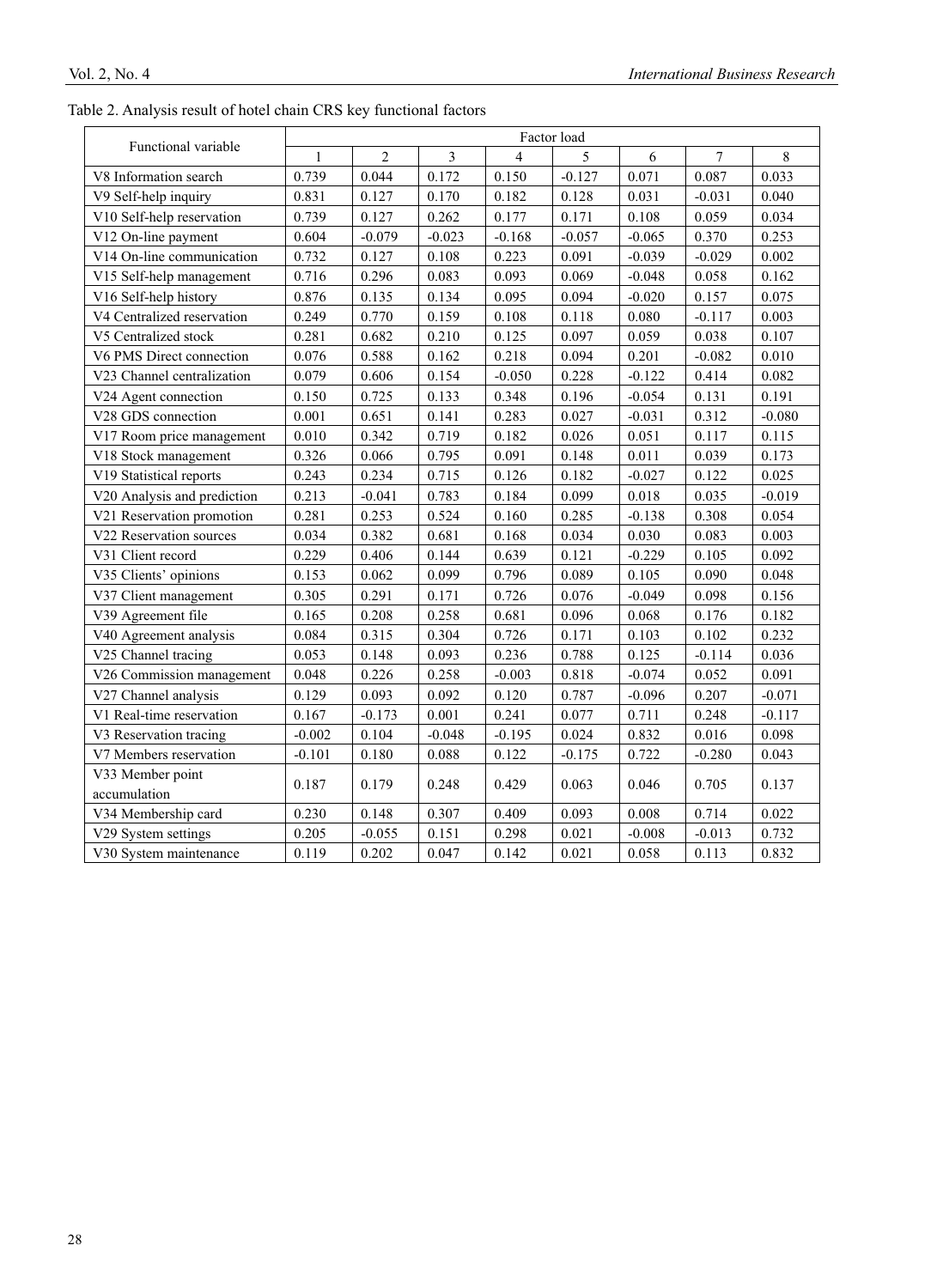Table 2. Analysis result of hotel chain CRS key functional factors

| Functional variable | Factor load | | | | | | | |
|---|---|---|---|---|---|---|---|---|
| | 1 | 2 | 3 | 4 | 5 | 6 | 7 | 8 |
| V8 Information search | 0.739 | 0.044 | 0.172 | 0.150 | -0.127 | 0.071 | 0.087 | 0.033 |
| V9 Self-help inquiry | 0.831 | 0.127 | 0.170 | 0.182 | 0.128 | 0.031 | -0.031 | 0.040 |
| V10 Self-help reservation | 0.739 | 0.127 | 0.262 | 0.177 | 0.171 | 0.108 | 0.059 | 0.034 |
| V12 On-line payment | 0.604 | -0.079 | -0.023 | -0.168 | -0.057 | -0.065 | 0.370 | 0.253 |
| V14 On-line communication | 0.732 | 0.127 | 0.108 | 0.223 | 0.091 | -0.039 | -0.029 | 0.002 |
| V15 Self-help management | 0.716 | 0.296 | 0.083 | 0.093 | 0.069 | -0.048 | 0.058 | 0.162 |
| V16 Self-help history | 0.876 | 0.135 | 0.134 | 0.095 | 0.094 | -0.020 | 0.157 | 0.075 |
| V4 Centralized reservation | 0.249 | 0.770 | 0.159 | 0.108 | 0.118 | 0.080 | -0.117 | 0.003 |
| V5 Centralized stock | 0.281 | 0.682 | 0.210 | 0.125 | 0.097 | 0.059 | 0.038 | 0.107 |
| V6 PMS Direct connection | 0.076 | 0.588 | 0.162 | 0.218 | 0.094 | 0.201 | -0.082 | 0.010 |
| V23 Channel centralization | 0.079 | 0.606 | 0.154 | -0.050 | 0.228 | -0.122 | 0.414 | 0.082 |
| V24 Agent connection | 0.150 | 0.725 | 0.133 | 0.348 | 0.196 | -0.054 | 0.131 | 0.191 |
| V28 GDS connection | 0.001 | 0.651 | 0.141 | 0.283 | 0.027 | -0.031 | 0.312 | -0.080 |
| V17 Room price management | 0.010 | 0.342 | 0.719 | 0.182 | 0.026 | 0.051 | 0.117 | 0.115 |
| V18 Stock management | 0.326 | 0.066 | 0.795 | 0.091 | 0.148 | 0.011 | 0.039 | 0.173 |
| V19 Statistical reports | 0.243 | 0.234 | 0.715 | 0.126 | 0.182 | -0.027 | 0.122 | 0.025 |
| V20 Analysis and prediction | 0.213 | -0.041 | 0.783 | 0.184 | 0.099 | 0.018 | 0.035 | -0.019 |
| V21 Reservation promotion | 0.281 | 0.253 | 0.524 | 0.160 | 0.285 | -0.138 | 0.308 | 0.054 |
| V22 Reservation sources | 0.034 | 0.382 | 0.681 | 0.168 | 0.034 | 0.030 | 0.083 | 0.003 |
| V31 Client record | 0.229 | 0.406 | 0.144 | 0.639 | 0.121 | -0.229 | 0.105 | 0.092 |
| V35 Clients' opinions | 0.153 | 0.062 | 0.099 | 0.796 | 0.089 | 0.105 | 0.090 | 0.048 |
| V37 Client management | 0.305 | 0.291 | 0.171 | 0.726 | 0.076 | -0.049 | 0.098 | 0.156 |
| V39 Agreement file | 0.165 | 0.208 | 0.258 | 0.681 | 0.096 | 0.068 | 0.176 | 0.182 |
| V40 Agreement analysis | 0.084 | 0.315 | 0.304 | 0.726 | 0.171 | 0.103 | 0.102 | 0.232 |
| V25 Channel tracing | 0.053 | 0.148 | 0.093 | 0.236 | 0.788 | 0.125 | -0.114 | 0.036 |
| V26 Commission management | 0.048 | 0.226 | 0.258 | -0.003 | 0.818 | -0.074 | 0.052 | 0.091 |
| V27 Channel analysis | 0.129 | 0.093 | 0.092 | 0.120 | 0.787 | -0.096 | 0.207 | -0.071 |
| V1 Real-time reservation | 0.167 | -0.173 | 0.001 | 0.241 | 0.077 | 0.711 | 0.248 | -0.117 |
| V3 Reservation tracing | -0.002 | 0.104 | -0.048 | -0.195 | 0.024 | 0.832 | 0.016 | 0.098 |
| V7 Members reservation | -0.101 | 0.180 | 0.088 | 0.122 | -0.175 | 0.722 | -0.280 | 0.043 |
| V33 Member point accumulation | 0.187 | 0.179 | 0.248 | 0.429 | 0.063 | 0.046 | 0.705 | 0.137 |
| V34 Membership card | 0.230 | 0.148 | 0.307 | 0.409 | 0.093 | 0.008 | 0.714 | 0.022 |
| V29 System settings | 0.205 | -0.055 | 0.151 | 0.298 | 0.021 | -0.008 | -0.013 | 0.732 |
| V30 System maintenance | 0.119 | 0.202 | 0.047 | 0.142 | 0.021 | 0.058 | 0.113 | 0.832 |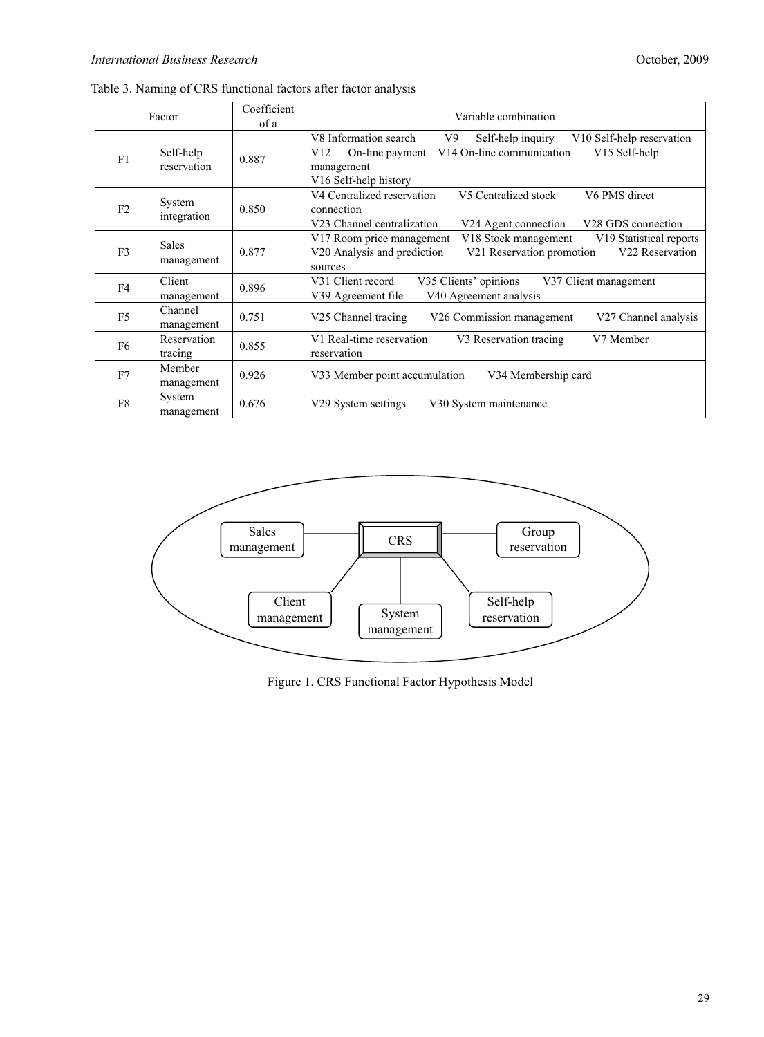Table 3. Naming of CRS functional factors after factor analysis

| Factor | | Coefficient of a | Variable combination |
|---|---|---|---|
| F1 | Self-help reservation | 0.887 | V8 Information search V9 Self-help inquiry V10 Self-help reservation V12 On-line payment V14 On-line communication V15 Self-help management V16 Self-help history |
| F2 | System integration | 0.850 | V4 Centralized reservation V5 Centralized stock V6 PMS direct connection V23 Channel centralization V24 Agent connection V28 GDS connection |
| F3 | Sales management | 0.877 | V17 Room price management V18 Stock management V19 Statistical reports V20 Analysis and prediction V21 Reservation promotion V22 Reservation sources |
| F4 | Client management | 0.896 | V31 Client record V35 Clients' opinions V37 Client management V39 Agreement file V40 Agreement analysis |
| F5 | Channel management | 0.751 | V25 Channel tracing V26 Commission management V27 Channel analysis |
| F6 | Reservation tracing | 0.855 | V1 Real-time reservation V3 Reservation tracing V7 Member reservation |
| F7 | Member management | 0.926 | V33 Member point accumulation V34 Membership card |
| F8 | System management | 0.676 | V29 System settings V30 System maintenance |

Sales management — CRS — Group reservation

Client management — System management — Self-help reservation

Figure 1. CRS Functional Factor Hypothesis Model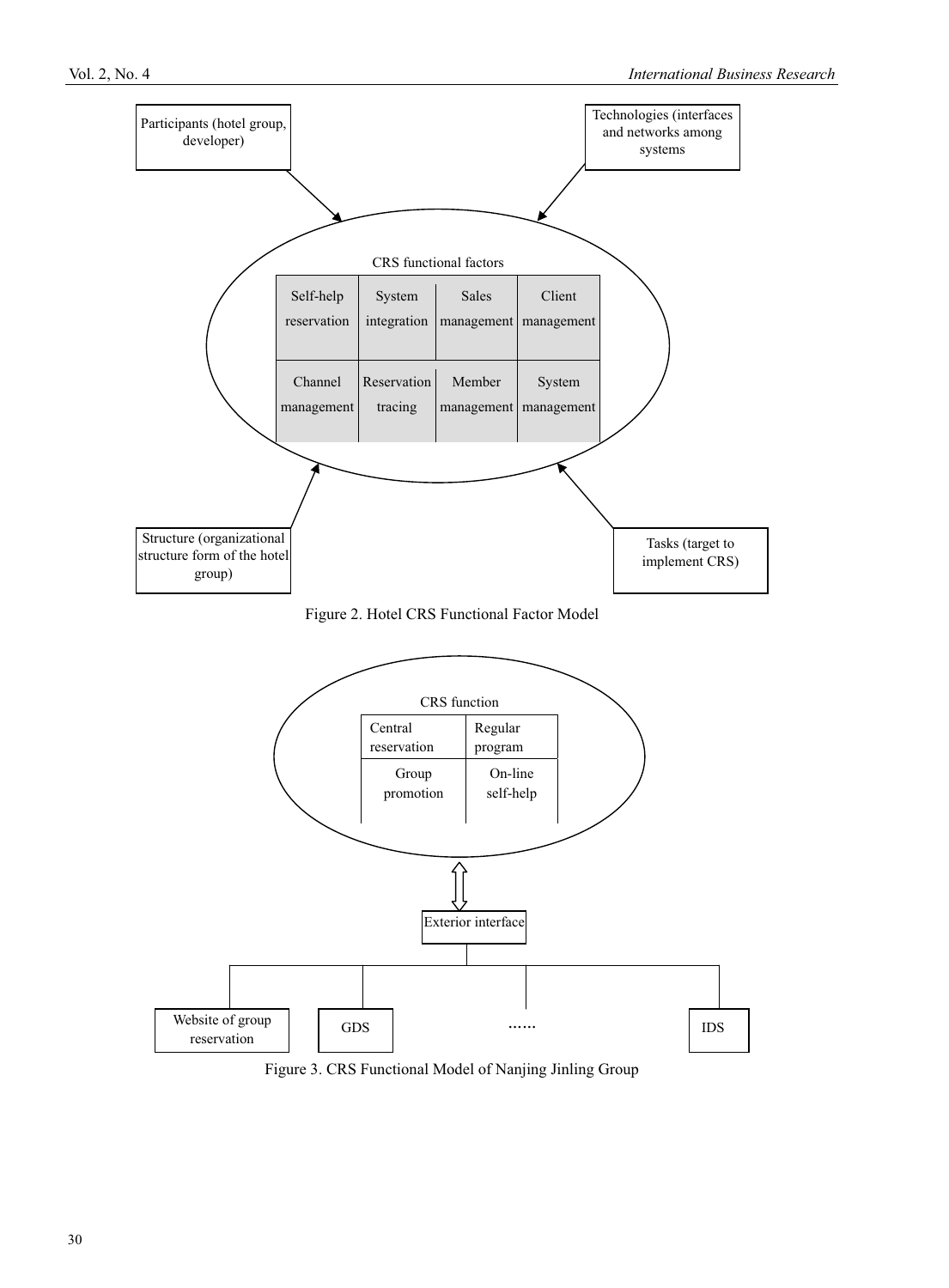Participants (hotel group, developer)

Technologies (interfaces and networks among systems

CRS functional factors

Self-help reservation

System integration

Sales management

Client management

Channel management

Reservation tracing

Member management

System management

Structure (organizational structure form of the hotel group)

Tasks (target to implement CRS)

Figure 2. Hotel CRS Functional Factor Model

CRS function

Central reservation

Regular program

Group promotion

On-line self-help

Exterior interface

Website of group reservation

GDS

……

IDS

Figure 3. CRS Functional Model of Nanjing Jinling Group